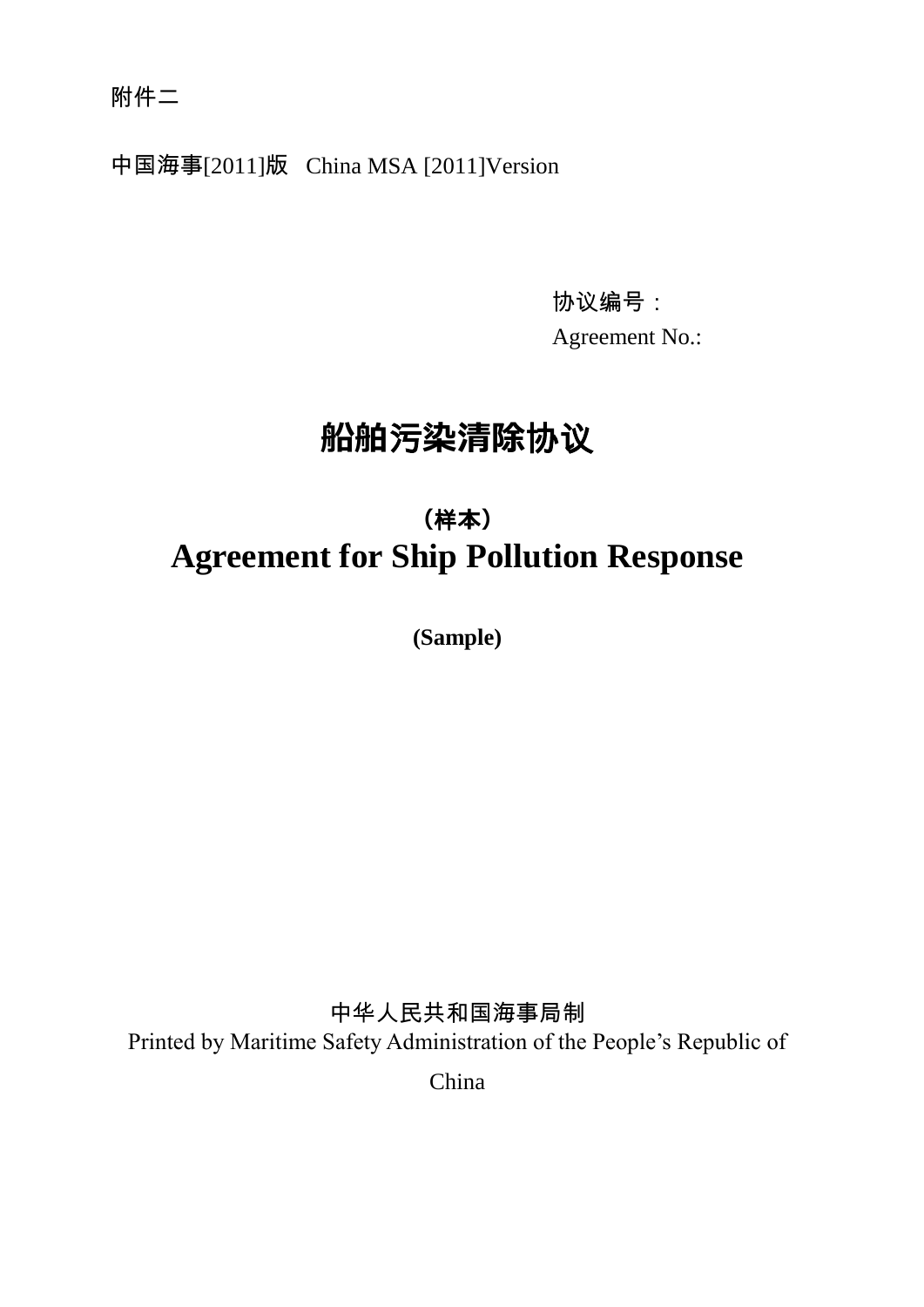附件二

中国海事[2011]版 China MSA [2011]Version

协议编号：
Agreement No.:

# 船舶污染清除协议

**（样本）**

# Agreement for Ship Pollution Response

**(Sample)**

中华人民共和国海事局制
Printed by Maritime Safety Administration of the People's Republic of China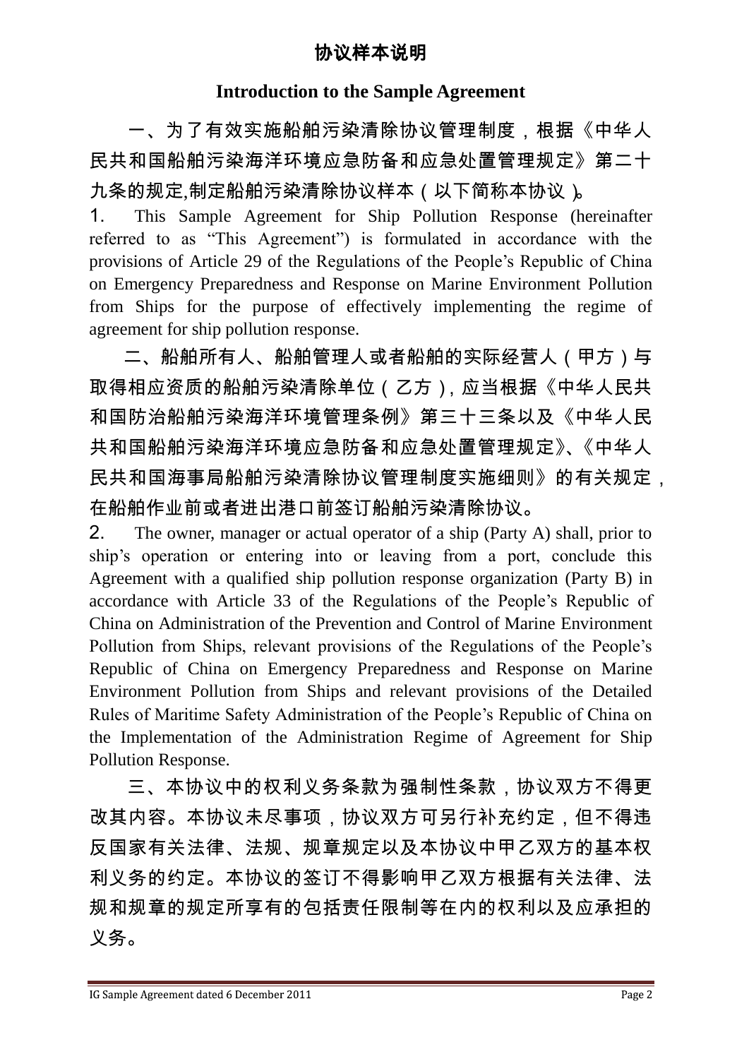## 协议样本说明

## Introduction to the Sample Agreement

一、为了有效实施船舶污染清除协议管理制度，根据《中华人民共和国船舶污染海洋环境应急防备和应急处置管理规定》第二十九条的规定,制定船舶污染清除协议样本（以下简称本协议）。

1. This Sample Agreement for Ship Pollution Response (hereinafter referred to as "This Agreement") is formulated in accordance with the provisions of Article 29 of the Regulations of the People's Republic of China on Emergency Preparedness and Response on Marine Environment Pollution from Ships for the purpose of effectively implementing the regime of agreement for ship pollution response.

二、船舶所有人、船舶管理人或者船舶的实际经营人（甲方）与取得相应资质的船舶污染清除单位（乙方），应当根据《中华人民共和国防治船舶污染海洋环境管理条例》第三十三条以及《中华人民共和国船舶污染海洋环境应急防备和应急处置管理规定》、《中华人民共和国海事局船舶污染清除协议管理制度实施细则》的有关规定，在船舶作业前或者进出港口前签订船舶污染清除协议。

2. The owner, manager or actual operator of a ship (Party A) shall, prior to ship's operation or entering into or leaving from a port, conclude this Agreement with a qualified ship pollution response organization (Party B) in accordance with Article 33 of the Regulations of the People's Republic of China on Administration of the Prevention and Control of Marine Environment Pollution from Ships, relevant provisions of the Regulations of the People's Republic of China on Emergency Preparedness and Response on Marine Environment Pollution from Ships and relevant provisions of the Detailed Rules of Maritime Safety Administration of the People's Republic of China on the Implementation of the Administration Regime of Agreement for Ship Pollution Response.

三、本协议中的权利义务条款为强制性条款，协议双方不得更改其内容。本协议未尽事项，协议双方可另行补充约定，但不得违反国家有关法律、法规、规章规定以及本协议中甲乙双方的基本权利义务的约定。本协议的签订不得影响甲乙双方根据有关法律、法规和规章的规定所享有的包括责任限制等在内的权利以及应承担的义务。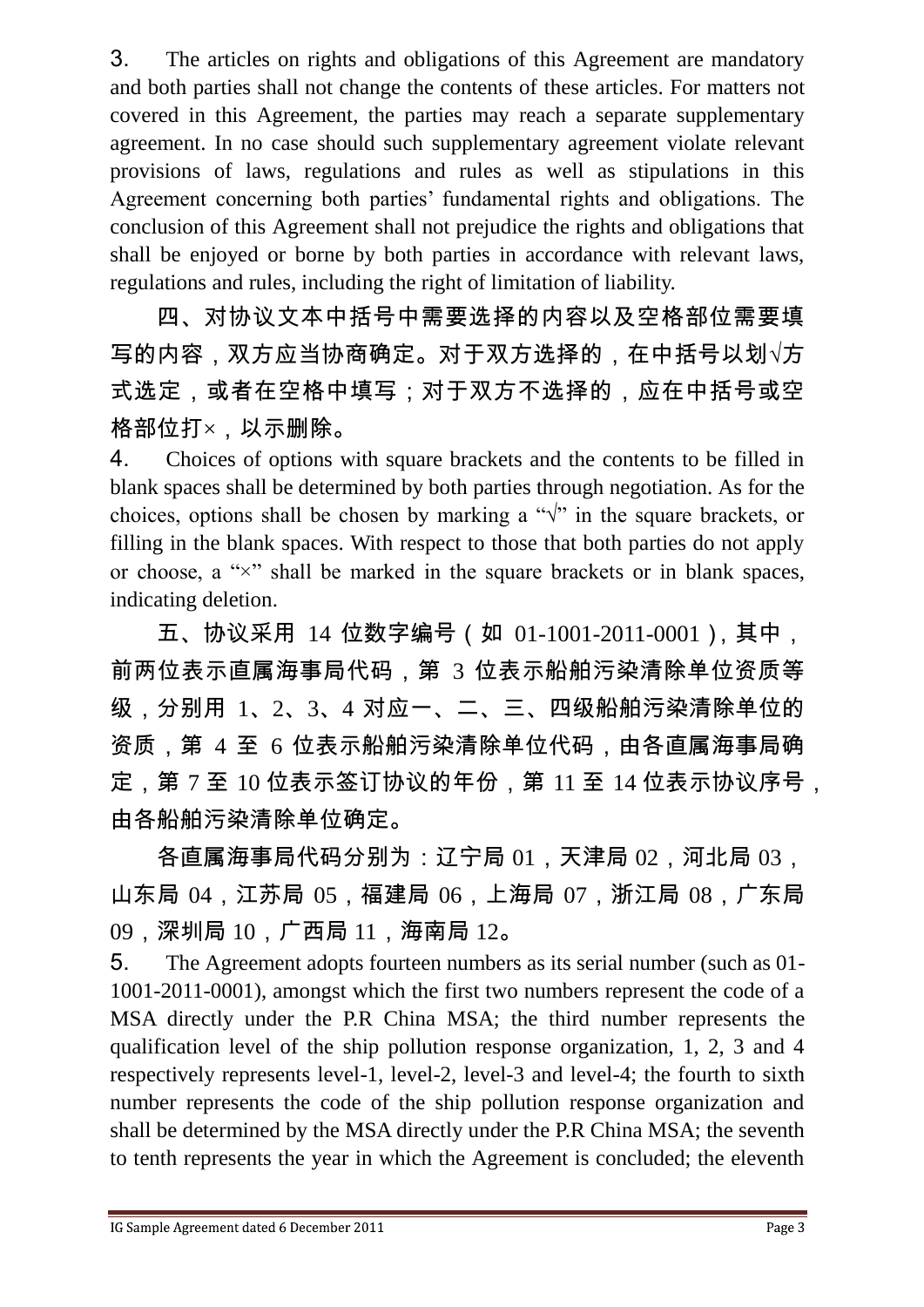3. The articles on rights and obligations of this Agreement are mandatory and both parties shall not change the contents of these articles. For matters not covered in this Agreement, the parties may reach a separate supplementary agreement. In no case should such supplementary agreement violate relevant provisions of laws, regulations and rules as well as stipulations in this Agreement concerning both parties' fundamental rights and obligations. The conclusion of this Agreement shall not prejudice the rights and obligations that shall be enjoyed or borne by both parties in accordance with relevant laws, regulations and rules, including the right of limitation of liability.

四、对协议文本中括号中需要选择的内容以及空格部位需要填写的内容，双方应当协商确定。对于双方选择的，在中括号以划√方式选定，或者在空格中填写；对于双方不选择的，应在中括号或空格部位打×，以示删除。

4. Choices of options with square brackets and the contents to be filled in blank spaces shall be determined by both parties through negotiation. As for the choices, options shall be chosen by marking a "√" in the square brackets, or filling in the blank spaces. With respect to those that both parties do not apply or choose, a "×" shall be marked in the square brackets or in blank spaces, indicating deletion.

五、协议采用 14 位数字编号（如 01-1001-2011-0001），其中，前两位表示直属海事局代码，第 3 位表示船舶污染清除单位资质等级，分别用 1、2、3、4 对应一、二、三、四级船舶污染清除单位的资质，第 4 至 6 位表示船舶污染清除单位代码，由各直属海事局确定，第 7 至 10 位表示签订协议的年份，第 11 至 14 位表示协议序号，由各船舶污染清除单位确定。

各直属海事局代码分别为：辽宁局 01，天津局 02，河北局 03，山东局 04，江苏局 05，福建局 06，上海局 07，浙江局 08，广东局 09，深圳局 10，广西局 11，海南局 12。

5. The Agreement adopts fourteen numbers as its serial number (such as 01-1001-2011-0001), amongst which the first two numbers represent the code of a MSA directly under the P.R China MSA; the third number represents the qualification level of the ship pollution response organization, 1, 2, 3 and 4 respectively represents level-1, level-2, level-3 and level-4; the fourth to sixth number represents the code of the ship pollution response organization and shall be determined by the MSA directly under the P.R China MSA; the seventh to tenth represents the year in which the Agreement is concluded; the eleventh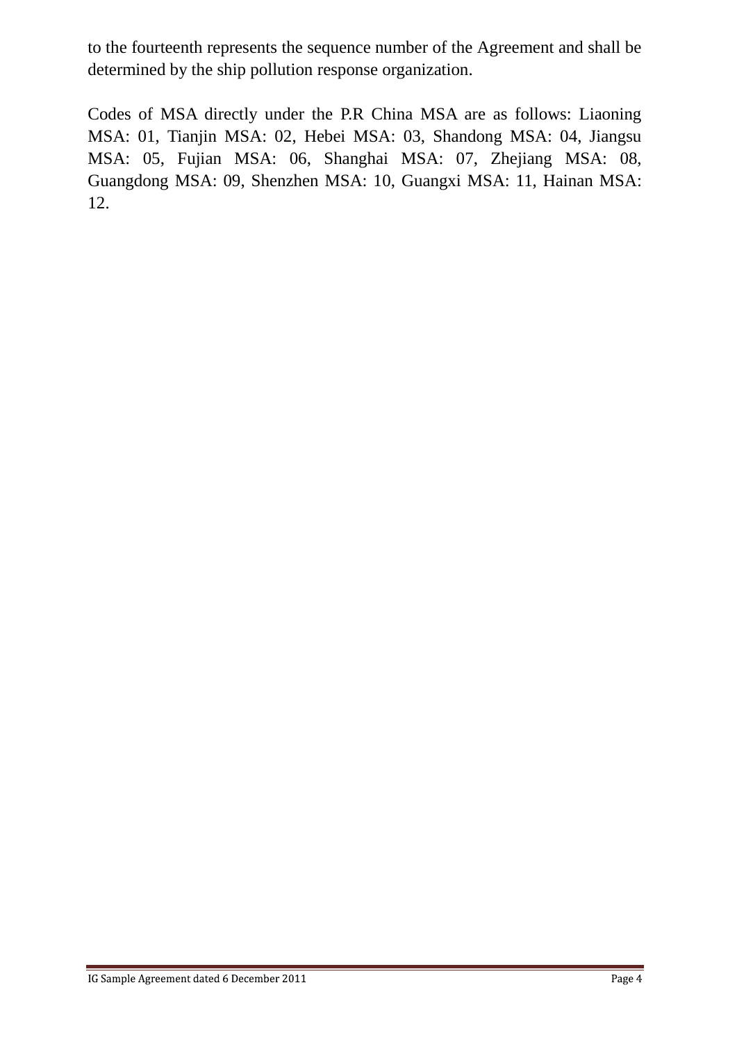to the fourteenth represents the sequence number of the Agreement and shall be determined by the ship pollution response organization.

Codes of MSA directly under the P.R China MSA are as follows: Liaoning MSA: 01, Tianjin MSA: 02, Hebei MSA: 03, Shandong MSA: 04, Jiangsu MSA: 05, Fujian MSA: 06, Shanghai MSA: 07, Zhejiang MSA: 08, Guangdong MSA: 09, Shenzhen MSA: 10, Guangxi MSA: 11, Hainan MSA: 12.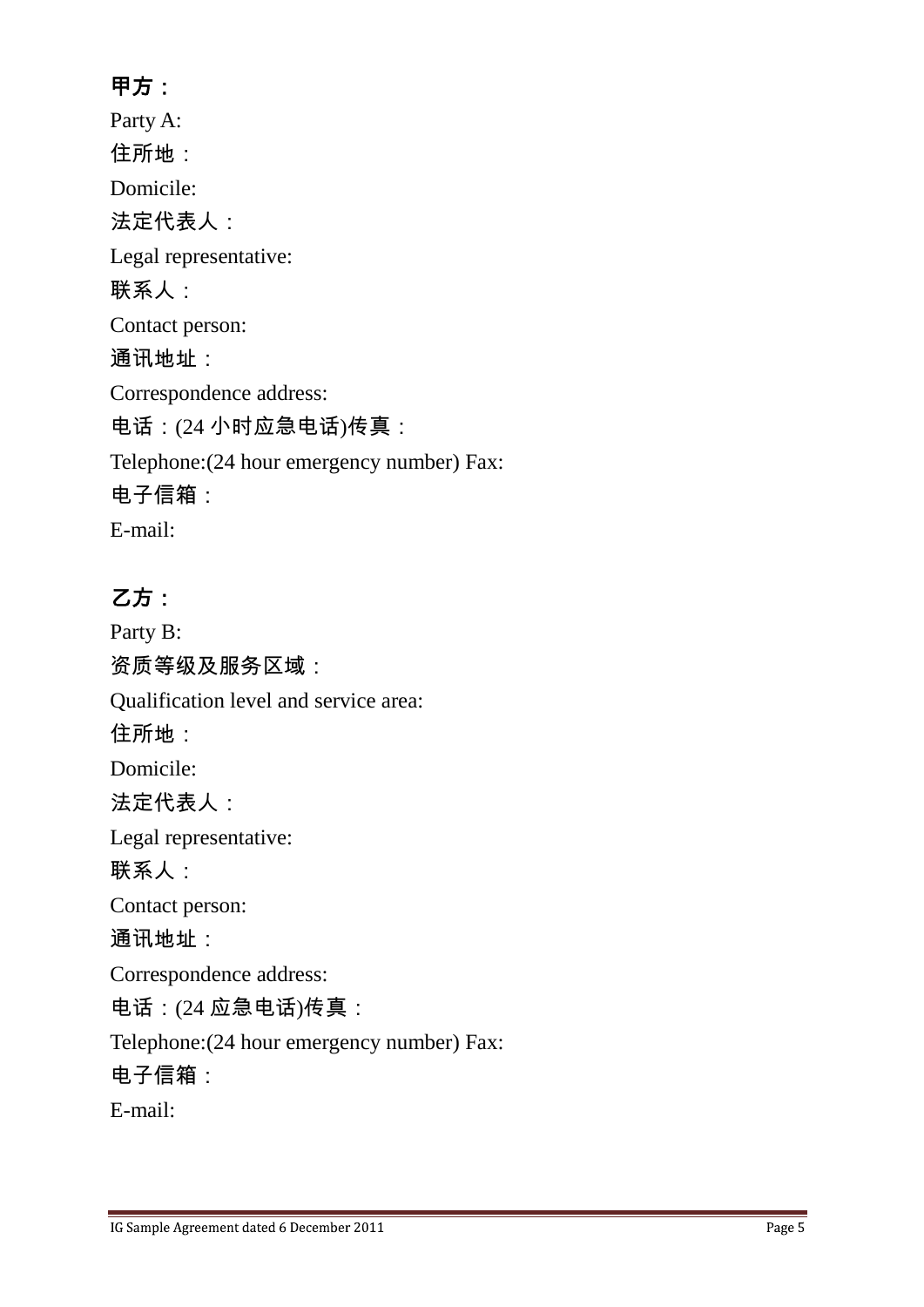**甲方：**

Party A:

住所地：

Domicile:

法定代表人：

Legal representative:

联系人：

Contact person:

通讯地址：

Correspondence address:

电话：(24 小时应急电话)传真：

Telephone:(24 hour emergency number) Fax:

电子信箱：

E-mail:

**乙方：**

Party B:

资质等级及服务区域：

Qualification level and service area:

住所地：

Domicile:

法定代表人：

Legal representative:

联系人：

Contact person:

通讯地址：

Correspondence address:

电话：(24 应急电话)传真：

Telephone:(24 hour emergency number) Fax:

电子信箱：

E-mail: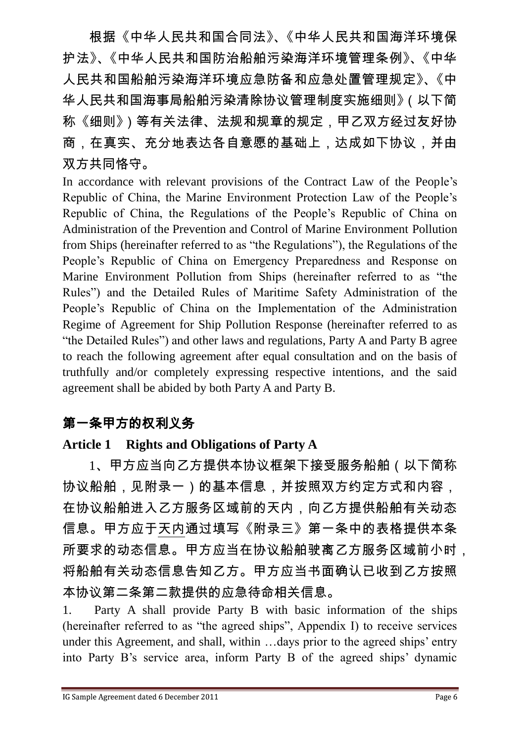根据《中华人民共和国合同法》、《中华人民共和国海洋环境保护法》、《中华人民共和国防治船舶污染海洋环境管理条例》、《中华人民共和国船舶污染海洋环境应急防备和应急处置管理规定》、《中华人民共和国海事局船舶污染清除协议管理制度实施细则》(以下简称《细则》)等有关法律、法规和规章的规定，甲乙双方经过友好协商，在真实、充分地表达各自意愿的基础上，达成如下协议，并由双方共同恪守。

In accordance with relevant provisions of the Contract Law of the People's Republic of China, the Marine Environment Protection Law of the People's Republic of China, the Regulations of the People's Republic of China on Administration of the Prevention and Control of Marine Environment Pollution from Ships (hereinafter referred to as "the Regulations"), the Regulations of the People's Republic of China on Emergency Preparedness and Response on Marine Environment Pollution from Ships (hereinafter referred to as "the Rules") and the Detailed Rules of Maritime Safety Administration of the People's Republic of China on the Implementation of the Administration Regime of Agreement for Ship Pollution Response (hereinafter referred to as "the Detailed Rules") and other laws and regulations, Party A and Party B agree to reach the following agreement after equal consultation and on the basis of truthfully and/or completely expressing respective intentions, and the said agreement shall be abided by both Party A and Party B.

## 第一条甲方的权利义务

## Article 1 Rights and Obligations of Party A

1、甲方应当向乙方提供本协议框架下接受服务船舶(以下简称协议船舶，见附录一)的基本信息，并按照双方约定方式和内容，在协议船舶进入乙方服务区域前的天内，向乙方提供船舶有关动态信息。甲方应于天内通过填写《附录三》第一条中的表格提供本条所要求的动态信息。甲方应当在协议船舶驶离乙方服务区域前小时，将船舶有关动态信息告知乙方。甲方应当书面确认已收到乙方按照本协议第二条第二款提供的应急待命相关信息。

1. Party A shall provide Party B with basic information of the ships (hereinafter referred to as "the agreed ships", Appendix I) to receive services under this Agreement, and shall, within …days prior to the agreed ships' entry into Party B's service area, inform Party B of the agreed ships' dynamic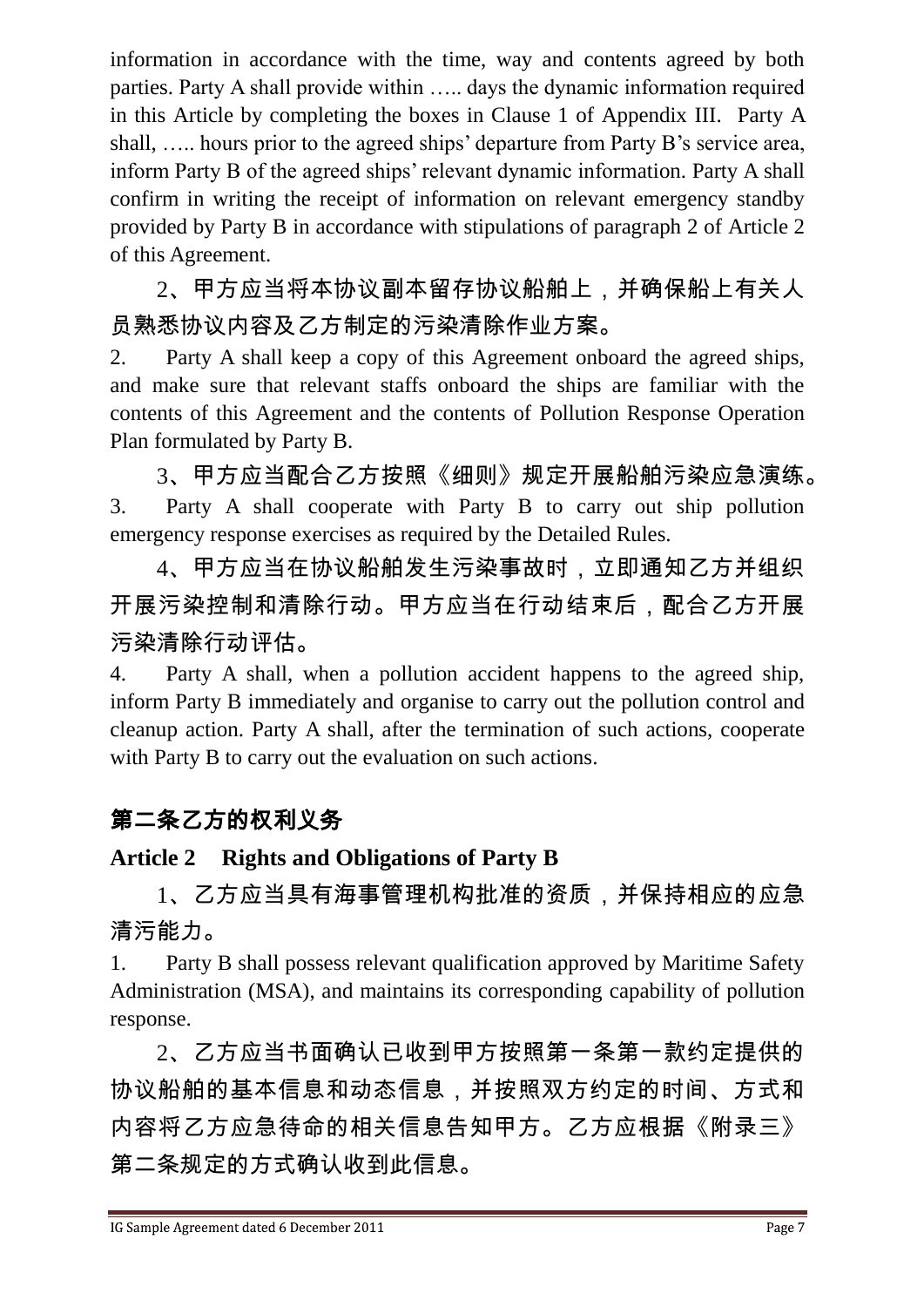information in accordance with the time, way and contents agreed by both parties. Party A shall provide within ….. days the dynamic information required in this Article by completing the boxes in Clause 1 of Appendix III. Party A shall, ….. hours prior to the agreed ships' departure from Party B's service area, inform Party B of the agreed ships' relevant dynamic information. Party A shall confirm in writing the receipt of information on relevant emergency standby provided by Party B in accordance with stipulations of paragraph 2 of Article 2 of this Agreement.

2、甲方应当将本协议副本留存协议船舶上，并确保船上有关人员熟悉协议内容及乙方制定的污染清除作业方案。

2. Party A shall keep a copy of this Agreement onboard the agreed ships, and make sure that relevant staffs onboard the ships are familiar with the contents of this Agreement and the contents of Pollution Response Operation Plan formulated by Party B.

3、甲方应当配合乙方按照《细则》规定开展船舶污染应急演练。

3. Party A shall cooperate with Party B to carry out ship pollution emergency response exercises as required by the Detailed Rules.

4、甲方应当在协议船舶发生污染事故时，立即通知乙方并组织开展污染控制和清除行动。甲方应当在行动结束后，配合乙方开展污染清除行动评估。

4. Party A shall, when a pollution accident happens to the agreed ship, inform Party B immediately and organise to carry out the pollution control and cleanup action. Party A shall, after the termination of such actions, cooperate with Party B to carry out the evaluation on such actions.

## 第二条乙方的权利义务

## Article 2 Rights and Obligations of Party B

1、乙方应当具有海事管理机构批准的资质，并保持相应的应急清污能力。

1. Party B shall possess relevant qualification approved by Maritime Safety Administration (MSA), and maintains its corresponding capability of pollution response.

2、乙方应当书面确认已收到甲方按照第一条第一款约定提供的协议船舶的基本信息和动态信息，并按照双方约定的时间、方式和内容将乙方应急待命的相关信息告知甲方。乙方应根据《附录三》第二条规定的方式确认收到此信息。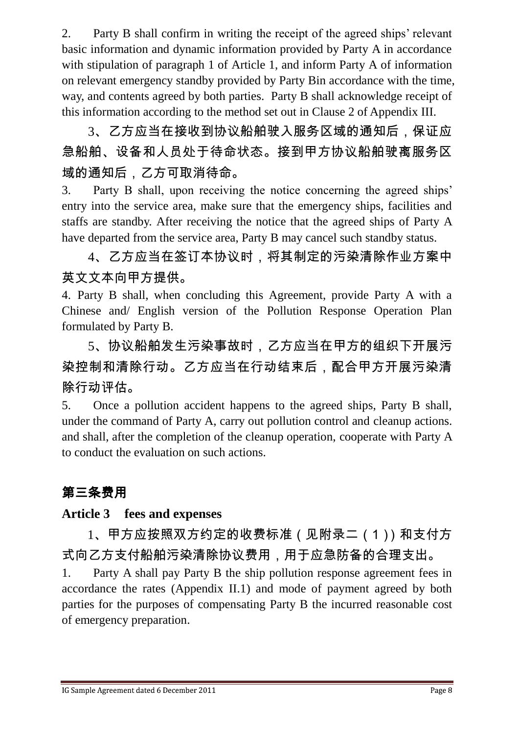2. Party B shall confirm in writing the receipt of the agreed ships' relevant basic information and dynamic information provided by Party A in accordance with stipulation of paragraph 1 of Article 1, and inform Party A of information on relevant emergency standby provided by Party Bin accordance with the time, way, and contents agreed by both parties. Party B shall acknowledge receipt of this information according to the method set out in Clause 2 of Appendix III.

3、乙方应当在接收到协议船舶驶入服务区域的通知后，保证应急船舶、设备和人员处于待命状态。接到甲方协议船舶驶离服务区域的通知后，乙方可取消待命。

3. Party B shall, upon receiving the notice concerning the agreed ships' entry into the service area, make sure that the emergency ships, facilities and staffs are standby. After receiving the notice that the agreed ships of Party A have departed from the service area, Party B may cancel such standby status.

4、乙方应当在签订本协议时，将其制定的污染清除作业方案中英文文本向甲方提供。

4. Party B shall, when concluding this Agreement, provide Party A with a Chinese and/ English version of the Pollution Response Operation Plan formulated by Party B.

5、协议船舶发生污染事故时，乙方应当在甲方的组织下开展污染控制和清除行动。乙方应当在行动结束后，配合甲方开展污染清除行动评估。

5. Once a pollution accident happens to the agreed ships, Party B shall, under the command of Party A, carry out pollution control and cleanup actions. and shall, after the completion of the cleanup operation, cooperate with Party A to conduct the evaluation on such actions.

## 第三条费用

## Article 3 fees and expenses

1、甲方应按照双方约定的收费标准（见附录二（1））和支付方式向乙方支付船舶污染清除协议费用，用于应急防备的合理支出。

1. Party A shall pay Party B the ship pollution response agreement fees in accordance the rates (Appendix II.1) and mode of payment agreed by both parties for the purposes of compensating Party B the incurred reasonable cost of emergency preparation.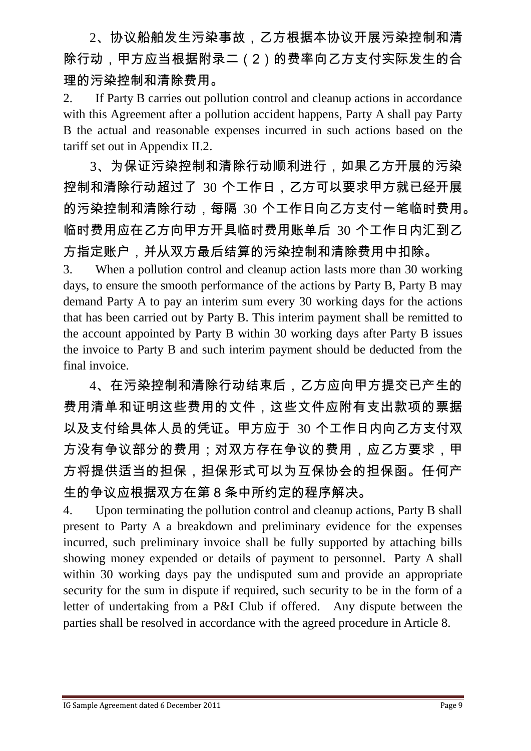2、协议船舶发生污染事故，乙方根据本协议开展污染控制和清除行动，甲方应当根据附录二（2）的费率向乙方支付实际发生的合理的污染控制和清除费用。

2. If Party B carries out pollution control and cleanup actions in accordance with this Agreement after a pollution accident happens, Party A shall pay Party B the actual and reasonable expenses incurred in such actions based on the tariff set out in Appendix II.2.

3、为保证污染控制和清除行动顺利进行，如果乙方开展的污染控制和清除行动超过了 30 个工作日，乙方可以要求甲方就已经开展的污染控制和清除行动，每隔 30 个工作日向乙方支付一笔临时费用。临时费用应在乙方向甲方开具临时费用账单后 30 个工作日内汇到乙方指定账户，并从双方最后结算的污染控制和清除费用中扣除。

3. When a pollution control and cleanup action lasts more than 30 working days, to ensure the smooth performance of the actions by Party B, Party B may demand Party A to pay an interim sum every 30 working days for the actions that has been carried out by Party B. This interim payment shall be remitted to the account appointed by Party B within 30 working days after Party B issues the invoice to Party B and such interim payment should be deducted from the final invoice.

4、在污染控制和清除行动结束后，乙方应向甲方提交已产生的费用清单和证明这些费用的文件，这些文件应附有支出款项的票据以及支付给具体人员的凭证。甲方应于 30 个工作日内向乙方支付双方没有争议部分的费用；对双方存在争议的费用，应乙方要求，甲方将提供适当的担保，担保形式可以为互保协会的担保函。任何产生的争议应根据双方在第 8 条中所约定的程序解决。

4. Upon terminating the pollution control and cleanup actions, Party B shall present to Party A a breakdown and preliminary evidence for the expenses incurred, such preliminary invoice shall be fully supported by attaching bills showing money expended or details of payment to personnel. Party A shall within 30 working days pay the undisputed sum and provide an appropriate security for the sum in dispute if required, such security to be in the form of a letter of undertaking from a P&I Club if offered. Any dispute between the parties shall be resolved in accordance with the agreed procedure in Article 8.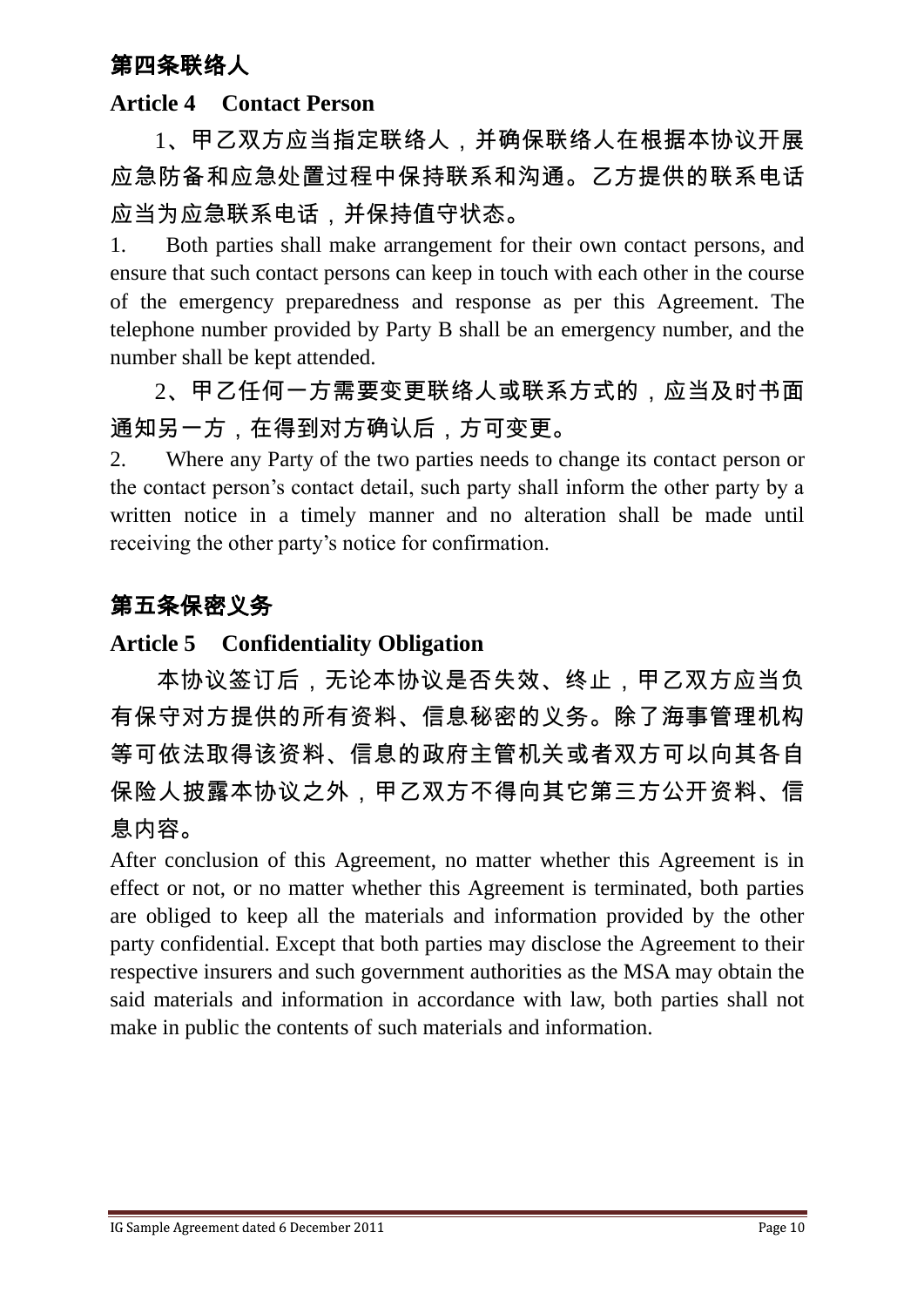## 第四条联络人

## Article 4 Contact Person

1、甲乙双方应当指定联络人，并确保联络人在根据本协议开展应急防备和应急处置过程中保持联系和沟通。乙方提供的联系电话应当为应急联系电话，并保持值守状态。

1. Both parties shall make arrangement for their own contact persons, and ensure that such contact persons can keep in touch with each other in the course of the emergency preparedness and response as per this Agreement. The telephone number provided by Party B shall be an emergency number, and the number shall be kept attended.

2、甲乙任何一方需要变更联络人或联系方式的，应当及时书面通知另一方，在得到对方确认后，方可变更。

2. Where any Party of the two parties needs to change its contact person or the contact person's contact detail, such party shall inform the other party by a written notice in a timely manner and no alteration shall be made until receiving the other party's notice for confirmation.

## 第五条保密义务

## Article 5 Confidentiality Obligation

本协议签订后，无论本协议是否失效、终止，甲乙双方应当负有保守对方提供的所有资料、信息秘密的义务。除了海事管理机构等可依法取得该资料、信息的政府主管机关或者双方可以向其各自保险人披露本协议之外，甲乙双方不得向其它第三方公开资料、信息内容。

After conclusion of this Agreement, no matter whether this Agreement is in effect or not, or no matter whether this Agreement is terminated, both parties are obliged to keep all the materials and information provided by the other party confidential. Except that both parties may disclose the Agreement to their respective insurers and such government authorities as the MSA may obtain the said materials and information in accordance with law, both parties shall not make in public the contents of such materials and information.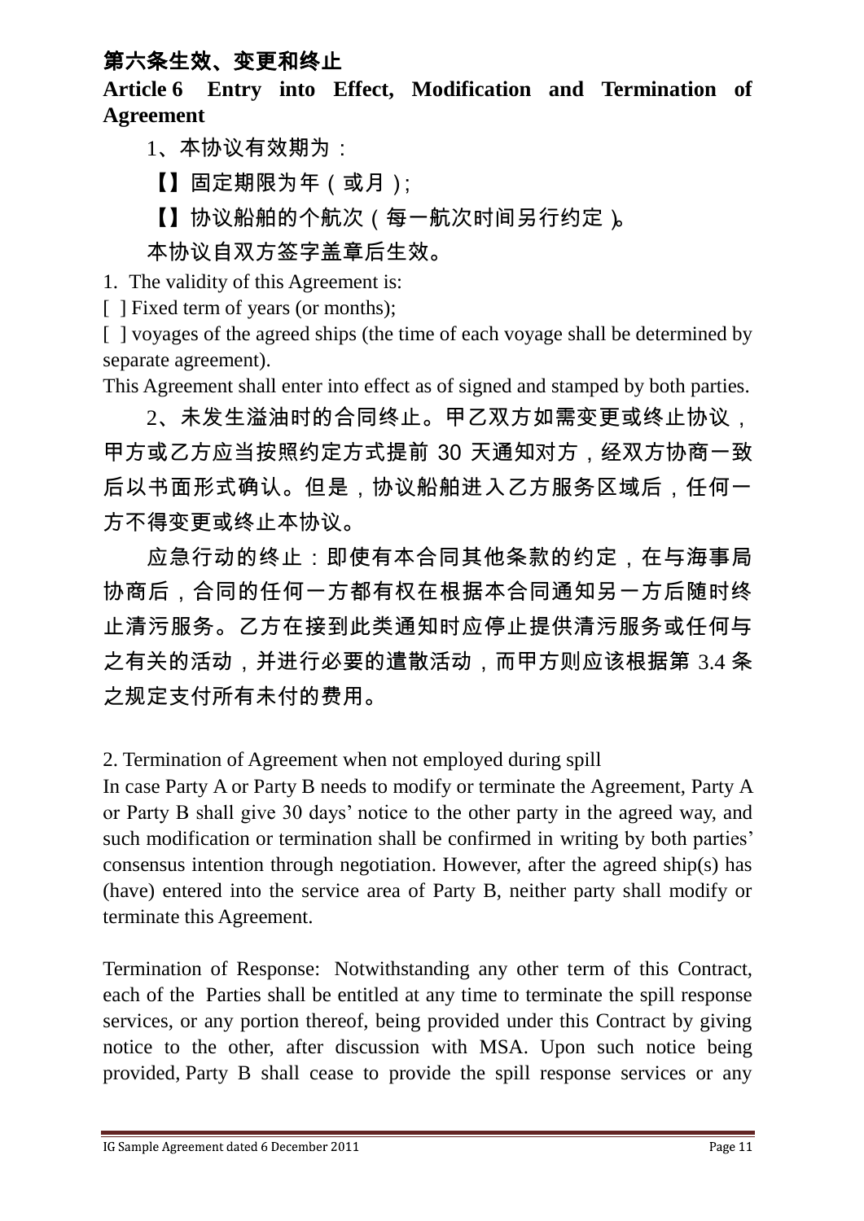## 第六条生效、变更和终止

## Article 6 Entry into Effect, Modification and Termination of Agreement

1、本协议有效期为：

【】固定期限为年（或月）；

【】协议船舶的个航次（每一航次时间另行约定）。

本协议自双方签字盖章后生效。

1. The validity of this Agreement is:

[ ] Fixed term of years (or months);

[ ] voyages of the agreed ships (the time of each voyage shall be determined by separate agreement).

This Agreement shall enter into effect as of signed and stamped by both parties.

2、未发生溢油时的合同终止。甲乙双方如需变更或终止协议，甲方或乙方应当按照约定方式提前 30 天通知对方，经双方协商一致后以书面形式确认。但是，协议船舶进入乙方服务区域后，任何一方不得变更或终止本协议。

应急行动的终止：即使有本合同其他条款的约定，在与海事局协商后，合同的任何一方都有权在根据本合同通知另一方后随时终止清污服务。乙方在接到此类通知时应停止提供清污服务或任何与之有关的活动，并进行必要的遣散活动，而甲方则应该根据第 3.4 条之规定支付所有未付的费用。

2. Termination of Agreement when not employed during spill

In case Party A or Party B needs to modify or terminate the Agreement, Party A or Party B shall give 30 days' notice to the other party in the agreed way, and such modification or termination shall be confirmed in writing by both parties' consensus intention through negotiation. However, after the agreed ship(s) has (have) entered into the service area of Party B, neither party shall modify or terminate this Agreement.

Termination of Response: Notwithstanding any other term of this Contract, each of the Parties shall be entitled at any time to terminate the spill response services, or any portion thereof, being provided under this Contract by giving notice to the other, after discussion with MSA. Upon such notice being provided, Party B shall cease to provide the spill response services or any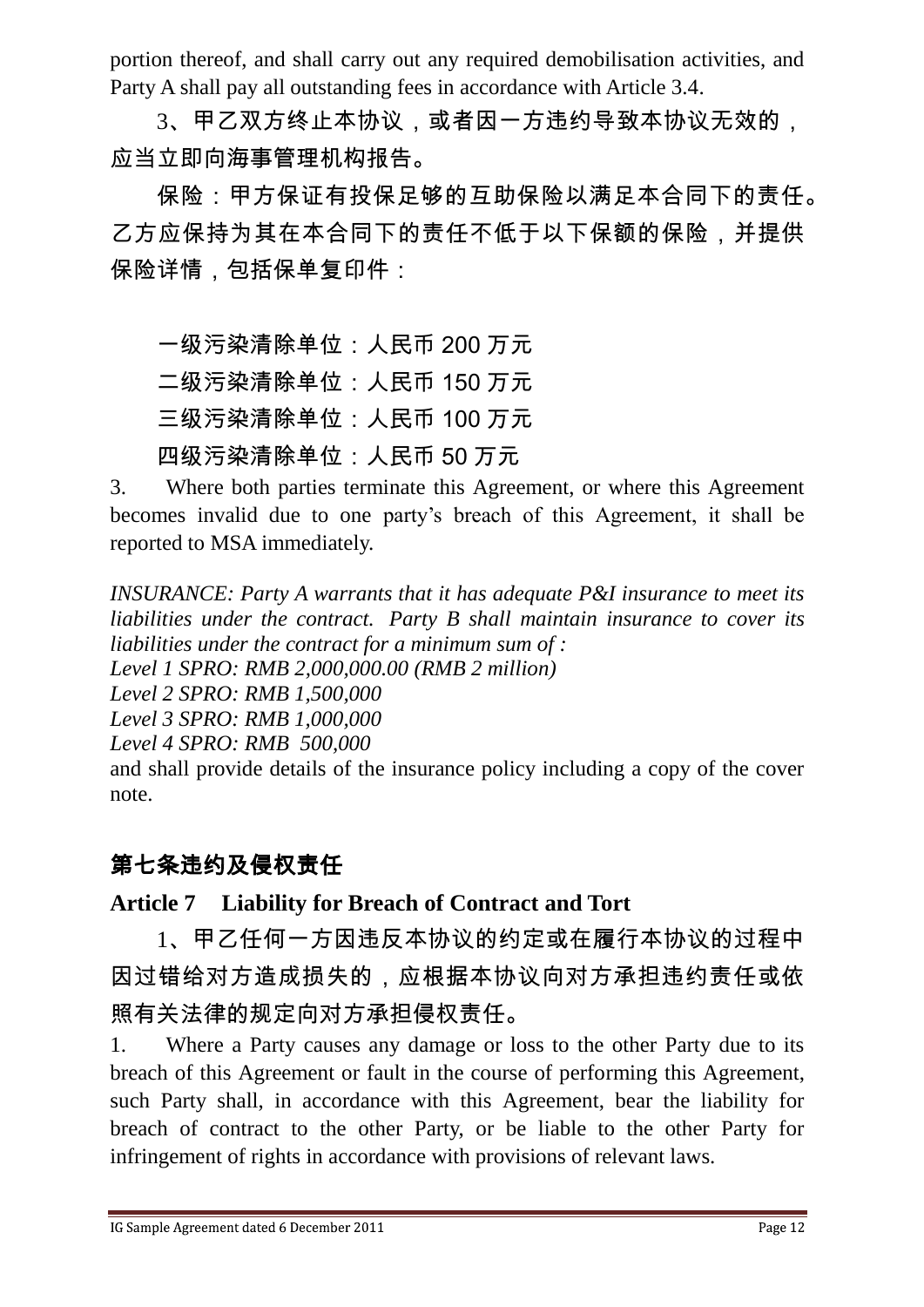portion thereof, and shall carry out any required demobilisation activities, and Party A shall pay all outstanding fees in accordance with Article 3.4.

3、甲乙双方终止本协议，或者因一方违约导致本协议无效的，应当立即向海事管理机构报告。

保险：甲方保证有投保足够的互助保险以满足本合同下的责任。乙方应保持为其在本合同下的责任不低于以下保额的保险，并提供保险详情，包括保单复印件：

一级污染清除单位：人民币 200 万元

二级污染清除单位：人民币 150 万元

三级污染清除单位：人民币 100 万元

四级污染清除单位：人民币 50 万元

3. Where both parties terminate this Agreement, or where this Agreement becomes invalid due to one party's breach of this Agreement, it shall be reported to MSA immediately.

*INSURANCE: Party A warrants that it has adequate P&I insurance to meet its liabilities under the contract. Party B shall maintain insurance to cover its liabilities under the contract for a minimum sum of :*
*Level 1 SPRO: RMB 2,000,000.00 (RMB 2 million)*
*Level 2 SPRO: RMB 1,500,000*
*Level 3 SPRO: RMB 1,000,000*
*Level 4 SPRO: RMB 500,000*
and shall provide details of the insurance policy including a copy of the cover note.

## 第七条违约及侵权责任

## Article 7 Liability for Breach of Contract and Tort

1、甲乙任何一方因违反本协议的约定或在履行本协议的过程中因过错给对方造成损失的，应根据本协议向对方承担违约责任或依照有关法律的规定向对方承担侵权责任。

1. Where a Party causes any damage or loss to the other Party due to its breach of this Agreement or fault in the course of performing this Agreement, such Party shall, in accordance with this Agreement, bear the liability for breach of contract to the other Party, or be liable to the other Party for infringement of rights in accordance with provisions of relevant laws.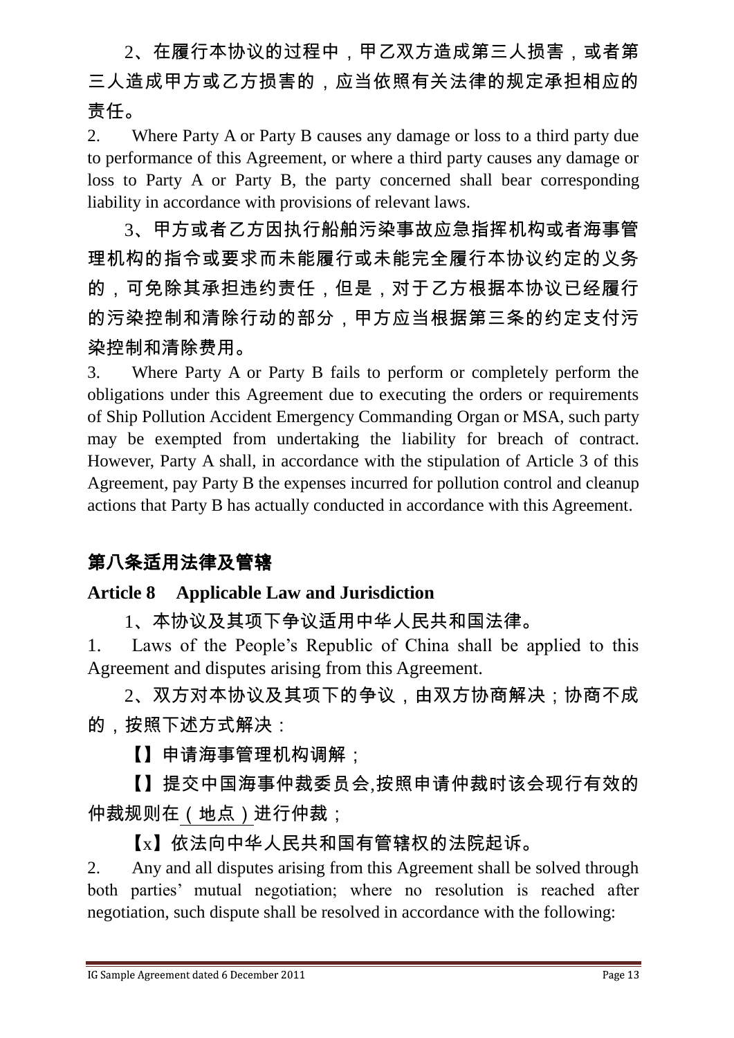2、在履行本协议的过程中，甲乙双方造成第三人损害，或者第三人造成甲方或乙方损害的，应当依照有关法律的规定承担相应的责任。

2. Where Party A or Party B causes any damage or loss to a third party due to performance of this Agreement, or where a third party causes any damage or loss to Party A or Party B, the party concerned shall bear corresponding liability in accordance with provisions of relevant laws.

3、甲方或者乙方因执行船舶污染事故应急指挥机构或者海事管理机构的指令或要求而未能履行或未能完全履行本协议约定的义务的，可免除其承担违约责任，但是，对于乙方根据本协议已经履行的污染控制和清除行动的部分，甲方应当根据第三条的约定支付污染控制和清除费用。

3. Where Party A or Party B fails to perform or completely perform the obligations under this Agreement due to executing the orders or requirements of Ship Pollution Accident Emergency Commanding Organ or MSA, such party may be exempted from undertaking the liability for breach of contract. However, Party A shall, in accordance with the stipulation of Article 3 of this Agreement, pay Party B the expenses incurred for pollution control and cleanup actions that Party B has actually conducted in accordance with this Agreement.

## 第八条适用法律及管辖

## Article 8 Applicable Law and Jurisdiction

1、本协议及其项下争议适用中华人民共和国法律。

1. Laws of the People's Republic of China shall be applied to this Agreement and disputes arising from this Agreement.

2、双方对本协议及其项下的争议，由双方协商解决；协商不成的，按照下述方式解决：

【】申请海事管理机构调解；

【】提交中国海事仲裁委员会,按照申请仲裁时该会现行有效的仲裁规则在（地点）进行仲裁；

【x】依法向中华人民共和国有管辖权的法院起诉。

2. Any and all disputes arising from this Agreement shall be solved through both parties' mutual negotiation; where no resolution is reached after negotiation, such dispute shall be resolved in accordance with the following: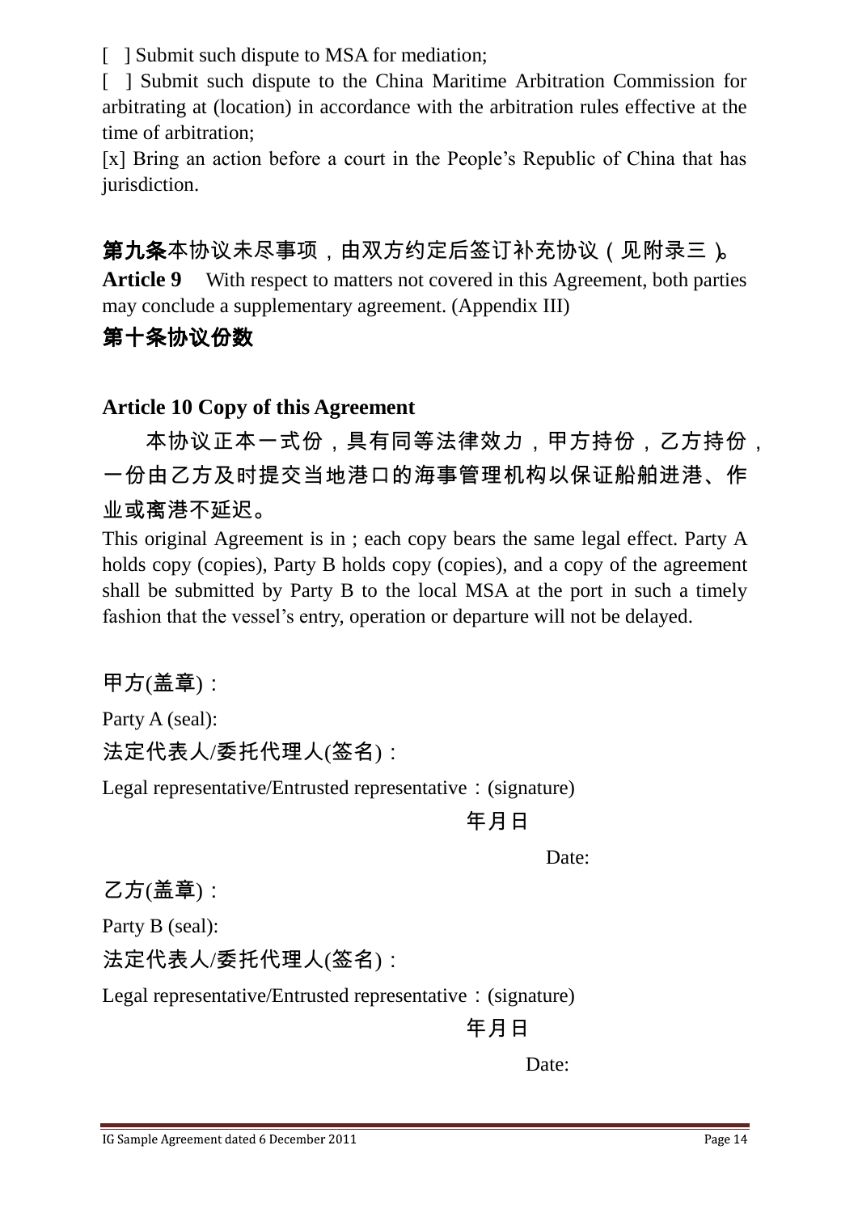[ ] Submit such dispute to MSA for mediation;

[ ] Submit such dispute to the China Maritime Arbitration Commission for arbitrating at (location) in accordance with the arbitration rules effective at the time of arbitration;

[x] Bring an action before a court in the People's Republic of China that has jurisdiction.

**第九条**本协议未尽事项，由双方约定后签订补充协议（见附录三）。

**Article 9** With respect to matters not covered in this Agreement, both parties may conclude a supplementary agreement. (Appendix III)

## 第十条协议份数

## Article 10 Copy of this Agreement

本协议正本一式份，具有同等法律效力，甲方持份，乙方持份，一份由乙方及时提交当地港口的海事管理机构以保证船舶进港、作业或离港不延迟。

This original Agreement is in ; each copy bears the same legal effect. Party A holds copy (copies), Party B holds copy (copies), and a copy of the agreement shall be submitted by Party B to the local MSA at the port in such a timely fashion that the vessel's entry, operation or departure will not be delayed.

甲方(盖章)：

Party A (seal):

法定代表人/委托代理人(签名)：

Legal representative/Entrusted representative：(signature)

年月日

Date:

乙方(盖章)：

Party B (seal):

法定代表人/委托代理人(签名)：

Legal representative/Entrusted representative：(signature)

年月日

Date: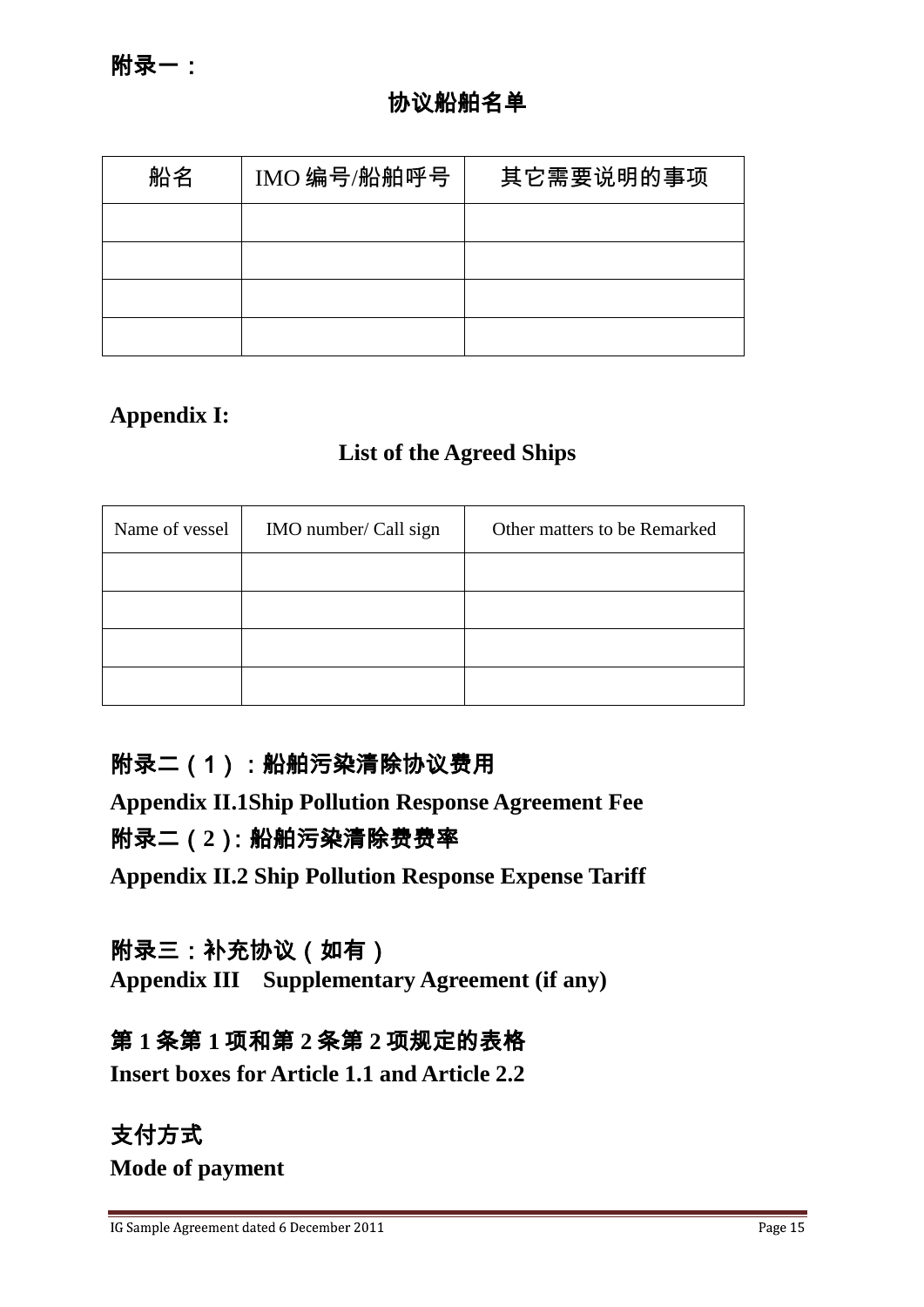**附录一：**

## 协议船舶名单

| 船名 | IMO 编号/船舶呼号 | 其它需要说明的事项 |
|---|---|---|
| | | |
| | | |
| | | |
| | | |

**Appendix I:**

## List of the Agreed Ships

| Name of vessel | IMO number/ Call sign | Other matters to be Remarked |
|---|---|---|
| | | |
| | | |
| | | |
| | | |

**附录二（1）：船舶污染清除协议费用**

**Appendix II.1Ship Pollution Response Agreement Fee**

**附录二（2）: 船舶污染清除费费率**

**Appendix II.2 Ship Pollution Response Expense Tariff**

**附录三：补充协议（如有）**

**Appendix III　Supplementary Agreement (if any)**

**第 1 条第 1 项和第 2 条第 2 项规定的表格**

**Insert boxes for Article 1.1 and Article 2.2**

**支付方式**

**Mode of payment**